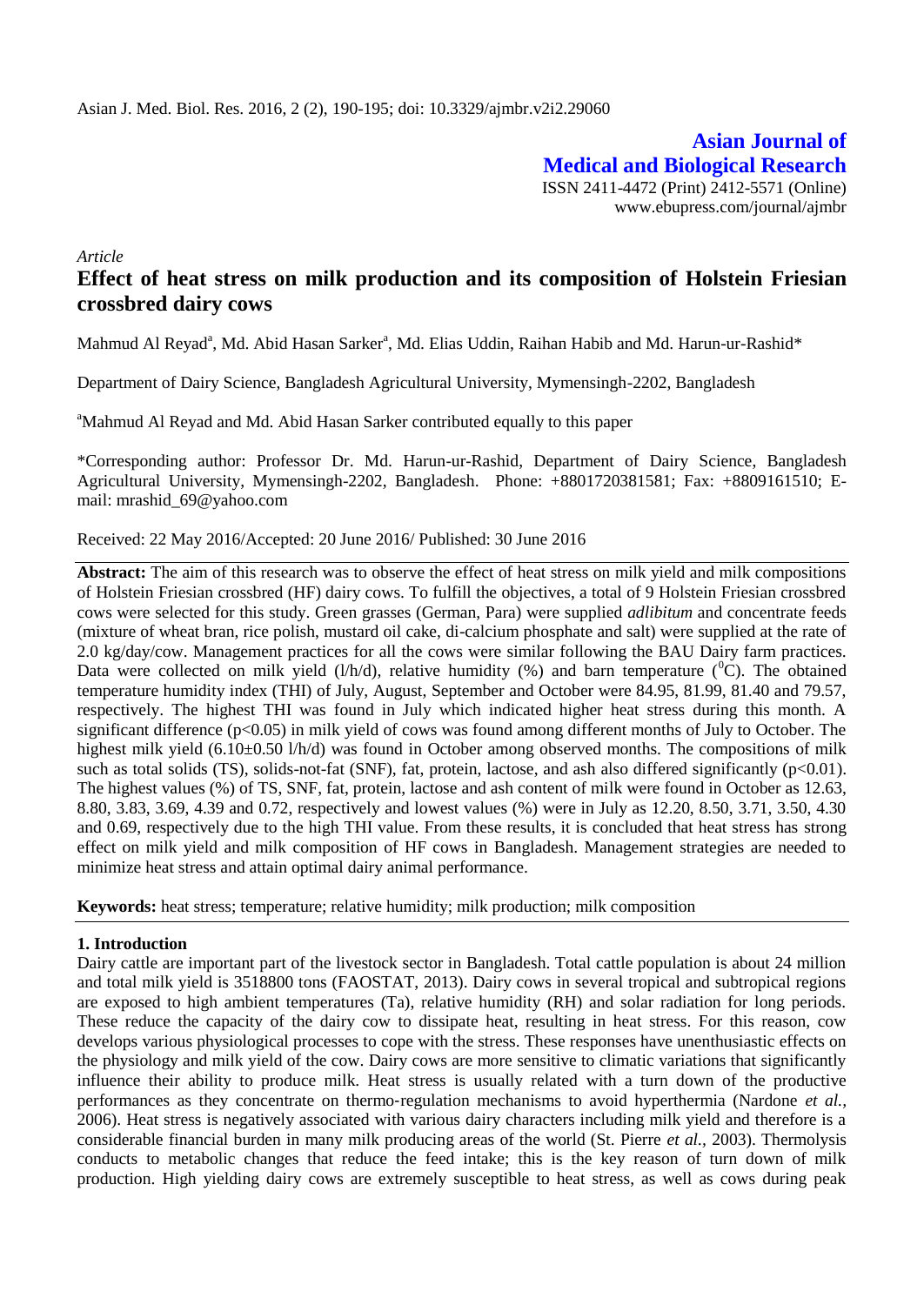Asian J. Med. Biol. Res. 2016, 2 (2), 190-195; doi: 10.3329/ajmbr.v2i2.29060

**Asian Journal of Medical and Biological Research**

ISSN 2411-4472 (Print) 2412-5571 (Online)
www.ebupress.com/journal/ajmbr

*Article*

# Effect of heat stress on milk production and its composition of Holstein Friesian crossbred dairy cows

Mahmud Al Reyad[a], Md. Abid Hasan Sarker[a], Md. Elias Uddin, Raihan Habib and Md. Harun-ur-Rashid*

Department of Dairy Science, Bangladesh Agricultural University, Mymensingh-2202, Bangladesh

[a]Mahmud Al Reyad and Md. Abid Hasan Sarker contributed equally to this paper

*Corresponding author: Professor Dr. Md. Harun-ur-Rashid, Department of Dairy Science, Bangladesh Agricultural University, Mymensingh-2202, Bangladesh. Phone: +8801720381581; Fax: +8809161510; E-mail: mrashid_69@yahoo.com

Received: 22 May 2016/Accepted: 20 June 2016/ Published: 30 June 2016

**Abstract:** The aim of this research was to observe the effect of heat stress on milk yield and milk compositions of Holstein Friesian crossbred (HF) dairy cows. To fulfill the objectives, a total of 9 Holstein Friesian crossbred cows were selected for this study. Green grasses (German, Para) were supplied *adlibitum* and concentrate feeds (mixture of wheat bran, rice polish, mustard oil cake, di-calcium phosphate and salt) were supplied at the rate of 2.0 kg/day/cow. Management practices for all the cows were similar following the BAU Dairy farm practices. Data were collected on milk yield (l/h/d), relative humidity (%) and barn temperature ($^0$C). The obtained temperature humidity index (THI) of July, August, September and October were 84.95, 81.99, 81.40 and 79.57, respectively. The highest THI was found in July which indicated higher heat stress during this month. A significant difference ($p<0.05$) in milk yield of cows was found among different months of July to October. The highest milk yield (6.10±0.50 l/h/d) was found in October among observed months. The compositions of milk such as total solids (TS), solids-not-fat (SNF), fat, protein, lactose, and ash also differed significantly ($p<0.01$). The highest values (%) of TS, SNF, fat, protein, lactose and ash content of milk were found in October as 12.63, 8.80, 3.83, 3.69, 4.39 and 0.72, respectively and lowest values (%) were in July as 12.20, 8.50, 3.71, 3.50, 4.30 and 0.69, respectively due to the high THI value. From these results, it is concluded that heat stress has strong effect on milk yield and milk composition of HF cows in Bangladesh. Management strategies are needed to minimize heat stress and attain optimal dairy animal performance.

**Keywords:** heat stress; temperature; relative humidity; milk production; milk composition

## 1. Introduction

Dairy cattle are important part of the livestock sector in Bangladesh. Total cattle population is about 24 million and total milk yield is 3518800 tons (FAOSTAT, 2013). Dairy cows in several tropical and subtropical regions are exposed to high ambient temperatures (Ta), relative humidity (RH) and solar radiation for long periods. These reduce the capacity of the dairy cow to dissipate heat, resulting in heat stress. For this reason, cow develops various physiological processes to cope with the stress. These responses have unenthusiastic effects on the physiology and milk yield of the cow. Dairy cows are more sensitive to climatic variations that significantly influence their ability to produce milk. Heat stress is usually related with a turn down of the productive performances as they concentrate on thermo-regulation mechanisms to avoid hyperthermia (Nardone *et al.*, 2006). Heat stress is negatively associated with various dairy characters including milk yield and therefore is a considerable financial burden in many milk producing areas of the world (St. Pierre *et al.*, 2003). Thermolysis conducts to metabolic changes that reduce the feed intake; this is the key reason of turn down of milk production. High yielding dairy cows are extremely susceptible to heat stress, as well as cows during peak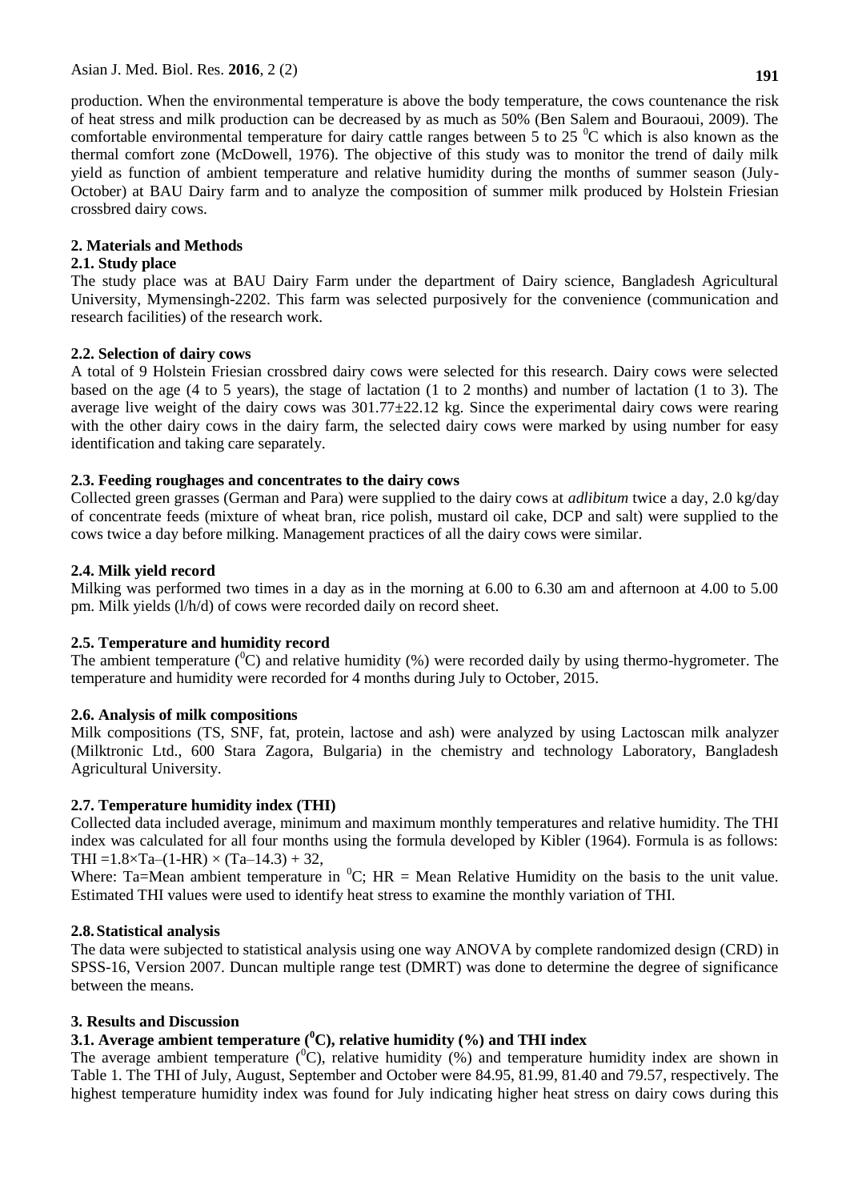production. When the environmental temperature is above the body temperature, the cows countenance the risk of heat stress and milk production can be decreased by as much as 50% (Ben Salem and Bouraoui, 2009). The comfortable environmental temperature for dairy cattle ranges between 5 to 25 $^{0}$C which is also known as the thermal comfort zone (McDowell, 1976). The objective of this study was to monitor the trend of daily milk yield as function of ambient temperature and relative humidity during the months of summer season (July-October) at BAU Dairy farm and to analyze the composition of summer milk produced by Holstein Friesian crossbred dairy cows.

## 2. Materials and Methods

### 2.1. Study place

The study place was at BAU Dairy Farm under the department of Dairy science, Bangladesh Agricultural University, Mymensingh-2202. This farm was selected purposively for the convenience (communication and research facilities) of the research work.

### 2.2. Selection of dairy cows

A total of 9 Holstein Friesian crossbred dairy cows were selected for this research. Dairy cows were selected based on the age (4 to 5 years), the stage of lactation (1 to 2 months) and number of lactation (1 to 3). The average live weight of the dairy cows was 301.77±22.12 kg. Since the experimental dairy cows were rearing with the other dairy cows in the dairy farm, the selected dairy cows were marked by using number for easy identification and taking care separately.

### 2.3. Feeding roughages and concentrates to the dairy cows

Collected green grasses (German and Para) were supplied to the dairy cows at *adlibitum* twice a day, 2.0 kg/day of concentrate feeds (mixture of wheat bran, rice polish, mustard oil cake, DCP and salt) were supplied to the cows twice a day before milking. Management practices of all the dairy cows were similar.

### 2.4. Milk yield record

Milking was performed two times in a day as in the morning at 6.00 to 6.30 am and afternoon at 4.00 to 5.00 pm. Milk yields (l/h/d) of cows were recorded daily on record sheet.

### 2.5. Temperature and humidity record

The ambient temperature ($^{0}$C) and relative humidity (%) were recorded daily by using thermo-hygrometer. The temperature and humidity were recorded for 4 months during July to October, 2015.

### 2.6. Analysis of milk compositions

Milk compositions (TS, SNF, fat, protein, lactose and ash) were analyzed by using Lactoscan milk analyzer (Milktronic Ltd., 600 Stara Zagora, Bulgaria) in the chemistry and technology Laboratory, Bangladesh Agricultural University.

### 2.7. Temperature humidity index (THI)

Collected data included average, minimum and maximum monthly temperatures and relative humidity. The THI index was calculated for all four months using the formula developed by Kibler (1964). Formula is as follows: $THI = 1.8 \times Ta - (1 - HR) \times (Ta - 14.3) + 32$,

Where: Ta=Mean ambient temperature in $^{0}$C; HR = Mean Relative Humidity on the basis to the unit value. Estimated THI values were used to identify heat stress to examine the monthly variation of THI.

### 2.8. Statistical analysis

The data were subjected to statistical analysis using one way ANOVA by complete randomized design (CRD) in SPSS-16, Version 2007. Duncan multiple range test (DMRT) was done to determine the degree of significance between the means.

## 3. Results and Discussion

### 3.1. Average ambient temperature ($^{0}$C), relative humidity (%) and THI index

The average ambient temperature ($^{0}$C), relative humidity (%) and temperature humidity index are shown in Table 1. The THI of July, August, September and October were 84.95, 81.99, 81.40 and 79.57, respectively. The highest temperature humidity index was found for July indicating higher heat stress on dairy cows during this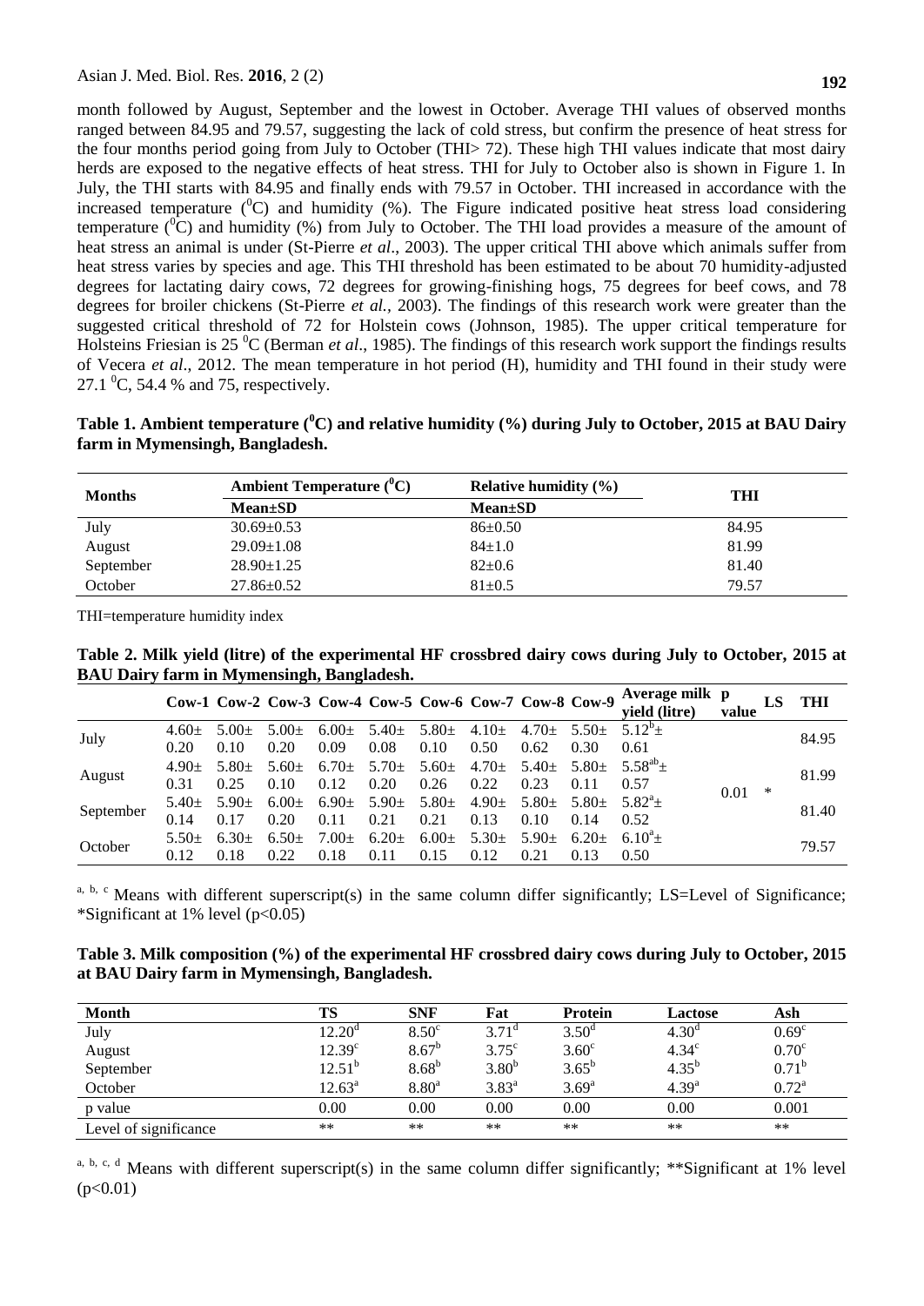month followed by August, September and the lowest in October. Average THI values of observed months ranged between 84.95 and 79.57, suggesting the lack of cold stress, but confirm the presence of heat stress for the four months period going from July to October (THI> 72). These high THI values indicate that most dairy herds are exposed to the negative effects of heat stress. THI for July to October also is shown in Figure 1. In July, the THI starts with 84.95 and finally ends with 79.57 in October. THI increased in accordance with the increased temperature ($^0$C) and humidity (%). The Figure indicated positive heat stress load considering temperature ($^0$C) and humidity (%) from July to October. The THI load provides a measure of the amount of heat stress an animal is under (St-Pierre *et al*., 2003). The upper critical THI above which animals suffer from heat stress varies by species and age. This THI threshold has been estimated to be about 70 humidity-adjusted degrees for lactating dairy cows, 72 degrees for growing-finishing hogs, 75 degrees for beef cows, and 78 degrees for broiler chickens (St-Pierre *et al.*, 2003). The findings of this research work were greater than the suggested critical threshold of 72 for Holstein cows (Johnson, 1985). The upper critical temperature for Holsteins Friesian is 25 $^0$C (Berman *et al*., 1985). The findings of this research work support the findings results of Vecera *et al*., 2012. The mean temperature in hot period (H), humidity and THI found in their study were 27.1 $^0$C, 54.4 % and 75, respectively.

**Table 1. Ambient temperature ($^0$C) and relative humidity (%) during July to October, 2015 at BAU Dairy farm in Mymensingh, Bangladesh.**

| Months | Ambient Temperature ($^0$C) | Relative humidity (%) | THI |
|---|---|---|---|
| | Mean±SD | Mean±SD | |
| July | 30.69±0.53 | 86±0.50 | 84.95 |
| August | 29.09±1.08 | 84±1.0 | 81.99 |
| September | 28.90±1.25 | 82±0.6 | 81.40 |
| October | 27.86±0.52 | 81±0.5 | 79.57 |

THI=temperature humidity index

**Table 2. Milk yield (litre) of the experimental HF crossbred dairy cows during July to October, 2015 at BAU Dairy farm in Mymensingh, Bangladesh.**

| | Cow-1 | Cow-2 | Cow-3 | Cow-4 | Cow-5 | Cow-6 | Cow-7 | Cow-8 | Cow-9 | Average milk yield (litre) | p value | LS | THI |
|---|---|---|---|---|---|---|---|---|---|---|---|---|---|
| July | 4.60± 0.20 | 5.00± 0.10 | 5.00± 0.20 | 6.00± 0.09 | 5.40± 0.08 | 5.80± 0.10 | 4.10± 0.50 | 4.70± 0.62 | 5.50± 0.30 | $5.12^b$± 0.61 | 0.01 | * | 84.95 |
| August | 4.90± 0.31 | 5.80± 0.25 | 5.60± 0.10 | 6.70± 0.12 | 5.70± 0.20 | 5.60± 0.26 | 4.70± 0.22 | 5.40± 0.23 | 5.80± 0.11 | $5.58^{ab}$± 0.57 | | | 81.99 |
| September | 5.40± 0.14 | 5.90± 0.17 | 6.00± 0.20 | 6.90± 0.11 | 5.90± 0.21 | 5.80± 0.21 | 4.90± 0.13 | 5.80± 0.10 | 5.80± 0.14 | $5.82^a$± 0.52 | | | 81.40 |
| October | 5.50± 0.12 | 6.30± 0.18 | 6.50± 0.22 | 7.00± 0.18 | 6.20± 0.11 | 6.00± 0.15 | 5.30± 0.12 | 5.90± 0.21 | 6.20± 0.13 | $6.10^a$± 0.50 | | | 79.57 |

$^{a, b, c}$ Means with different superscript(s) in the same column differ significantly; LS=Level of Significance; *Significant at 1% level ($p<0.05$)

**Table 3. Milk composition (%) of the experimental HF crossbred dairy cows during July to October, 2015 at BAU Dairy farm in Mymensingh, Bangladesh.**

| Month | TS | SNF | Fat | Protein | Lactose | Ash |
|---|---|---|---|---|---|---|
| July | $12.20^d$ | $8.50^c$ | $3.71^d$ | $3.50^d$ | $4.30^d$ | $0.69^c$ |
| August | $12.39^c$ | $8.67^b$ | $3.75^c$ | $3.60^c$ | $4.34^c$ | $0.70^c$ |
| September | $12.51^b$ | $8.68^b$ | $3.80^b$ | $3.65^b$ | $4.35^b$ | $0.71^b$ |
| October | $12.63^a$ | $8.80^a$ | $3.83^a$ | $3.69^a$ | $4.39^a$ | $0.72^a$ |
| p value | 0.00 | 0.00 | 0.00 | 0.00 | 0.00 | 0.001 |
| Level of significance | ** | ** | ** | ** | ** | ** |

$^{a, b, c, d}$ Means with different superscript(s) in the same column differ significantly; **Significant at 1% level ($p<0.01$)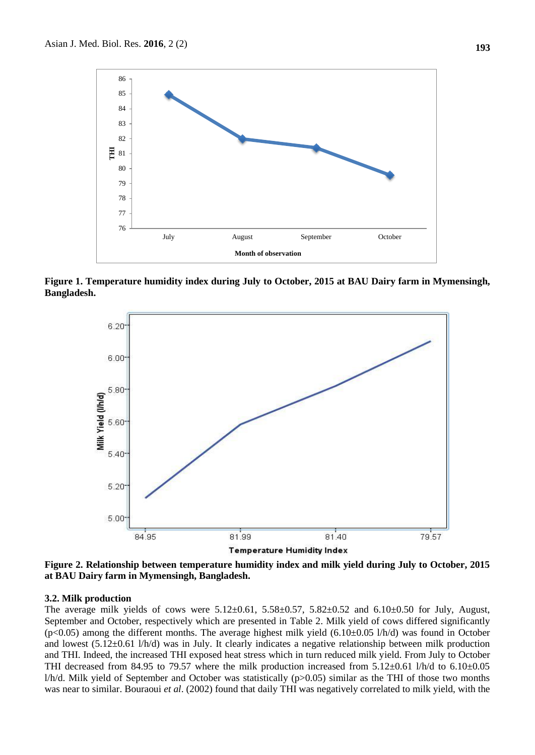**Figure 1. Temperature humidity index during July to October, 2015 at BAU Dairy farm in Mymensingh, Bangladesh.**

**Figure 2. Relationship between temperature humidity index and milk yield during July to October, 2015 at BAU Dairy farm in Mymensingh, Bangladesh.**

### 3.2. Milk production

The average milk yields of cows were 5.12±0.61, 5.58±0.57, 5.82±0.52 and 6.10±0.50 for July, August, September and October, respectively which are presented in Table 2. Milk yield of cows differed significantly ($p<0.05$) among the different months. The average highest milk yield (6.10±0.05 l/h/d) was found in October and lowest (5.12±0.61 l/h/d) was in July. It clearly indicates a negative relationship between milk production and THI. Indeed, the increased THI exposed heat stress which in turn reduced milk yield. From July to October THI decreased from 84.95 to 79.57 where the milk production increased from 5.12±0.61 l/h/d to 6.10±0.05 l/h/d. Milk yield of September and October was statistically ($p>0.05$) similar as the THI of those two months was near to similar. Bouraoui *et al*. (2002) found that daily THI was negatively correlated to milk yield, with the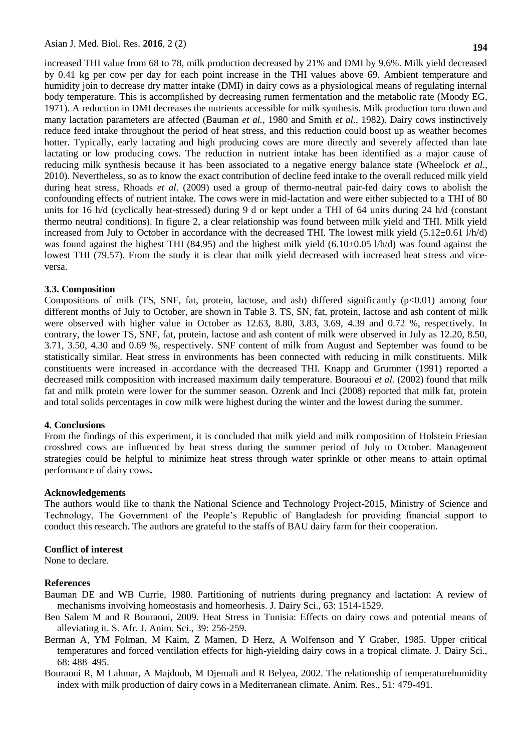increased THI value from 68 to 78, milk production decreased by 21% and DMI by 9.6%. Milk yield decreased by 0.41 kg per cow per day for each point increase in the THI values above 69. Ambient temperature and humidity join to decrease dry matter intake (DMI) in dairy cows as a physiological means of regulating internal body temperature. This is accomplished by decreasing rumen fermentation and the metabolic rate (Moody EG, 1971). A reduction in DMI decreases the nutrients accessible for milk synthesis. Milk production turn down and many lactation parameters are affected (Bauman *et al.*, 1980 and Smith *et al*., 1982). Dairy cows instinctively reduce feed intake throughout the period of heat stress, and this reduction could boost up as weather becomes hotter. Typically, early lactating and high producing cows are more directly and severely affected than late lactating or low producing cows. The reduction in nutrient intake has been identified as a major cause of reducing milk synthesis because it has been associated to a negative energy balance state (Wheelock *et al*., 2010). Nevertheless, so as to know the exact contribution of decline feed intake to the overall reduced milk yield during heat stress, Rhoads *et al*. (2009) used a group of thermo-neutral pair-fed dairy cows to abolish the confounding effects of nutrient intake. The cows were in mid-lactation and were either subjected to a THI of 80 units for 16 h/d (cyclically heat-stressed) during 9 d or kept under a THI of 64 units during 24 h/d (constant thermo neutral conditions). In figure 2, a clear relationship was found between milk yield and THI. Milk yield increased from July to October in accordance with the decreased THI. The lowest milk yield (5.12±0.61 l/h/d) was found against the highest THI (84.95) and the highest milk yield (6.10±0.05 l/h/d) was found against the lowest THI (79.57). From the study it is clear that milk yield decreased with increased heat stress and vice-versa.

### 3.3. Composition

Compositions of milk (TS, SNF, fat, protein, lactose, and ash) differed significantly ($p<0.01$) among four different months of July to October, are shown in Table 3. TS, SN, fat, protein, lactose and ash content of milk were observed with higher value in October as 12.63, 8.80, 3.83, 3.69, 4.39 and 0.72 %, respectively. In contrary, the lower TS, SNF, fat, protein, lactose and ash content of milk were observed in July as 12.20, 8.50, 3.71, 3.50, 4.30 and 0.69 %, respectively. SNF content of milk from August and September was found to be statistically similar. Heat stress in environments has been connected with reducing in milk constituents. Milk constituents were increased in accordance with the decreased THI. Knapp and Grummer (1991) reported a decreased milk composition with increased maximum daily temperature. Bouraoui *et al.* (2002) found that milk fat and milk protein were lower for the summer season. Ozrenk and Inci (2008) reported that milk fat, protein and total solids percentages in cow milk were highest during the winter and the lowest during the summer.

## 4. Conclusions

From the findings of this experiment, it is concluded that milk yield and milk composition of Holstein Friesian crossbred cows are influenced by heat stress during the summer period of July to October. Management strategies could be helpful to minimize heat stress through water sprinkle or other means to attain optimal performance of dairy cows**.**

## Acknowledgements

The authors would like to thank the National Science and Technology Project-2015, Ministry of Science and Technology, The Government of the People's Republic of Bangladesh for providing financial support to conduct this research. The authors are grateful to the staffs of BAU dairy farm for their cooperation.

## Conflict of interest

None to declare.

## References

Bauman DE and WB Currie, 1980. Partitioning of nutrients during pregnancy and lactation: A review of mechanisms involving homeostasis and homeorhesis. J. Dairy Sci., 63: 1514-1529.

Ben Salem M and R Bouraoui, 2009. Heat Stress in Tunisia: Effects on dairy cows and potential means of alleviating it. S. Afr. J. Anim. Sci., 39: 256-259.

Berman A, YM Folman, M Kaim, Z Mamen, D Herz, A Wolfenson and Y Graber, 1985. Upper critical temperatures and forced ventilation effects for high-yielding dairy cows in a tropical climate. J. Dairy Sci., 68: 488–495.

Bouraoui R, M Lahmar, A Majdoub, M Djemali and R Belyea, 2002. The relationship of temperaturehumidity index with milk production of dairy cows in a Mediterranean climate. Anim. Res., 51: 479-491.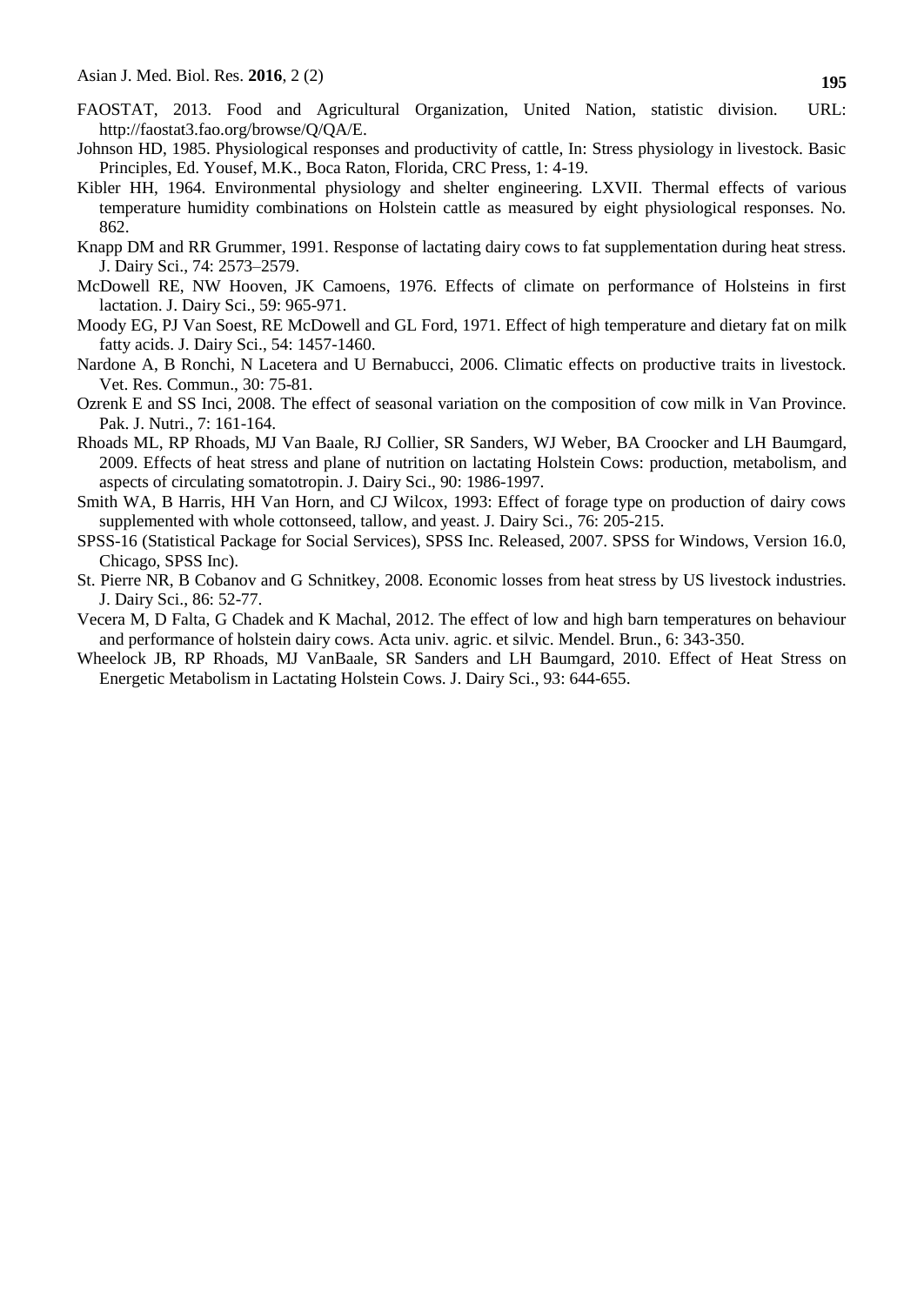FAOSTAT, 2013. Food and Agricultural Organization, United Nation, statistic division. URL: http://faostat3.fao.org/browse/Q/QA/E.

Johnson HD, 1985. Physiological responses and productivity of cattle, In: Stress physiology in livestock. Basic Principles, Ed. Yousef, M.K., Boca Raton, Florida, CRC Press, 1: 4-19.

Kibler HH, 1964. Environmental physiology and shelter engineering. LXVII. Thermal effects of various temperature humidity combinations on Holstein cattle as measured by eight physiological responses. No. 862.

Knapp DM and RR Grummer, 1991. Response of lactating dairy cows to fat supplementation during heat stress. J. Dairy Sci., 74: 2573–2579.

McDowell RE, NW Hooven, JK Camoens, 1976. Effects of climate on performance of Holsteins in first lactation. J. Dairy Sci., 59: 965-971.

Moody EG, PJ Van Soest, RE McDowell and GL Ford, 1971. Effect of high temperature and dietary fat on milk fatty acids. J. Dairy Sci., 54: 1457-1460.

Nardone A, B Ronchi, N Lacetera and U Bernabucci, 2006. Climatic effects on productive traits in livestock. Vet. Res. Commun., 30: 75-81.

Ozrenk E and SS Inci, 2008. The effect of seasonal variation on the composition of cow milk in Van Province. Pak. J. Nutri., 7: 161-164.

Rhoads ML, RP Rhoads, MJ Van Baale, RJ Collier, SR Sanders, WJ Weber, BA Croocker and LH Baumgard, 2009. Effects of heat stress and plane of nutrition on lactating Holstein Cows: production, metabolism, and aspects of circulating somatotropin. J. Dairy Sci., 90: 1986-1997.

Smith WA, B Harris, HH Van Horn, and CJ Wilcox, 1993: Effect of forage type on production of dairy cows supplemented with whole cottonseed, tallow, and yeast. J. Dairy Sci., 76: 205-215.

SPSS-16 (Statistical Package for Social Services), SPSS Inc. Released, 2007. SPSS for Windows, Version 16.0, Chicago, SPSS Inc).

St. Pierre NR, B Cobanov and G Schnitkey, 2008. Economic losses from heat stress by US livestock industries. J. Dairy Sci., 86: 52-77.

Vecera M, D Falta, G Chadek and K Machal, 2012. The effect of low and high barn temperatures on behaviour and performance of holstein dairy cows. Acta univ. agric. et silvic. Mendel. Brun., 6: 343-350.

Wheelock JB, RP Rhoads, MJ VanBaale, SR Sanders and LH Baumgard, 2010. Effect of Heat Stress on Energetic Metabolism in Lactating Holstein Cows. J. Dairy Sci., 93: 644-655.